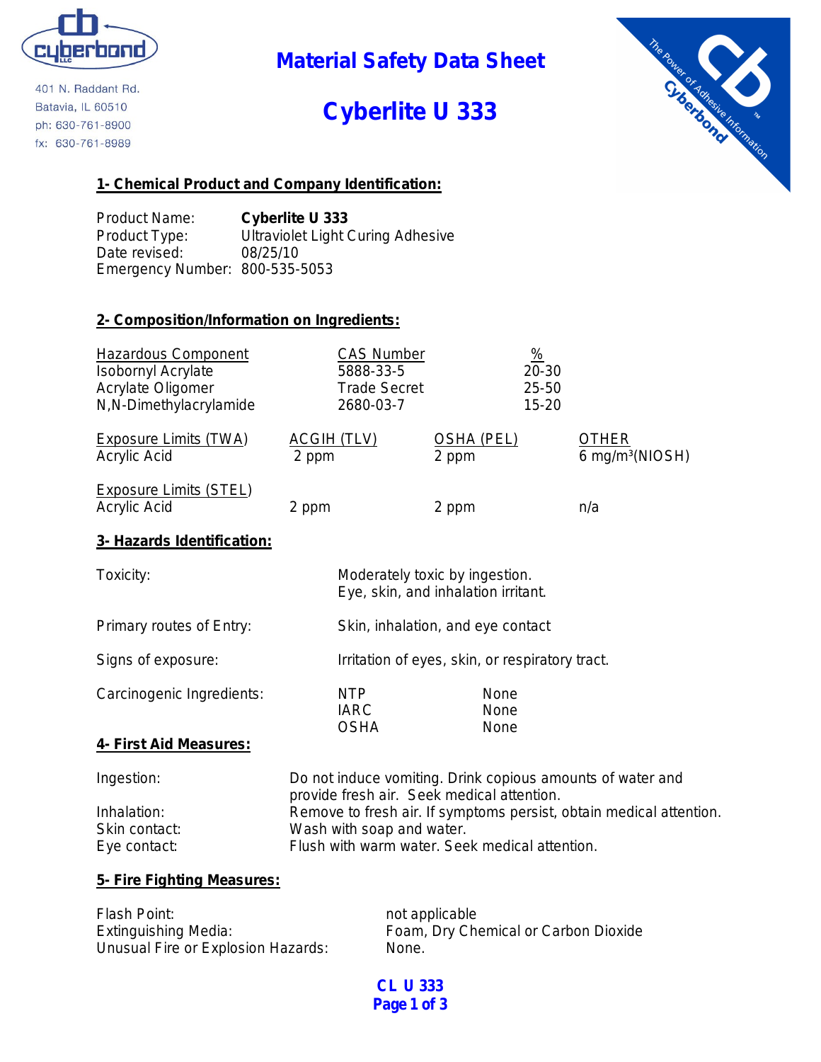401 N. Raddant Rd.
Batavia, IL 60510
ph: 630-761-8900
fx: 630-761-8989

# Material Safety Data Sheet

# Cyberlite U 333

## 1- Chemical Product and Company Identification:

| | |
|---|---|
| Product Name: | **Cyberlite U 333** |
| Product Type: | Ultraviolet Light Curing Adhesive |
| Date revised: | 08/25/10 |
| Emergency Number: | 800-535-5053 |

## 2- Composition/Information on Ingredients:

| Hazardous Component | CAS Number | % |
|---|---|---|
| Isobornyl Acrylate | 5888-33-5 | 20-30 |
| Acrylate Oligomer | Trade Secret | 25-50 |
| N,N-Dimethylacrylamide | 2680-03-7 | 15-20 |

| Exposure Limits (TWA) | ACGIH (TLV) | OSHA (PEL) | OTHER |
|---|---|---|---|
| Acrylic Acid | 2 ppm | 2 ppm | 6 mg/m³(NIOSH) |

| Exposure Limits (STEL) | | | |
|---|---|---|---|
| Acrylic Acid | 2 ppm | 2 ppm | n/a |

## 3- Hazards Identification:

| | | |
|---|---|---|
| Toxicity: | Moderately toxic by ingestion. Eye, skin, and inhalation irritant. | |
| Primary routes of Entry: | Skin, inhalation, and eye contact | |
| Signs of exposure: | Irritation of eyes, skin, or respiratory tract. | |
| Carcinogenic Ingredients: | NTP | None |
| | IARC | None |
| | OSHA | None |

## 4- First Aid Measures:

| | |
|---|---|
| Ingestion: | Do not induce vomiting. Drink copious amounts of water and provide fresh air. Seek medical attention. |
| Inhalation: | Remove to fresh air. If symptoms persist, obtain medical attention. |
| Skin contact: | Wash with soap and water. |
| Eye contact: | Flush with warm water. Seek medical attention. |

## 5- Fire Fighting Measures:

| | |
|---|---|
| Flash Point: | not applicable |
| Extinguishing Media: | Foam, Dry Chemical or Carbon Dioxide |
| Unusual Fire or Explosion Hazards: | None. |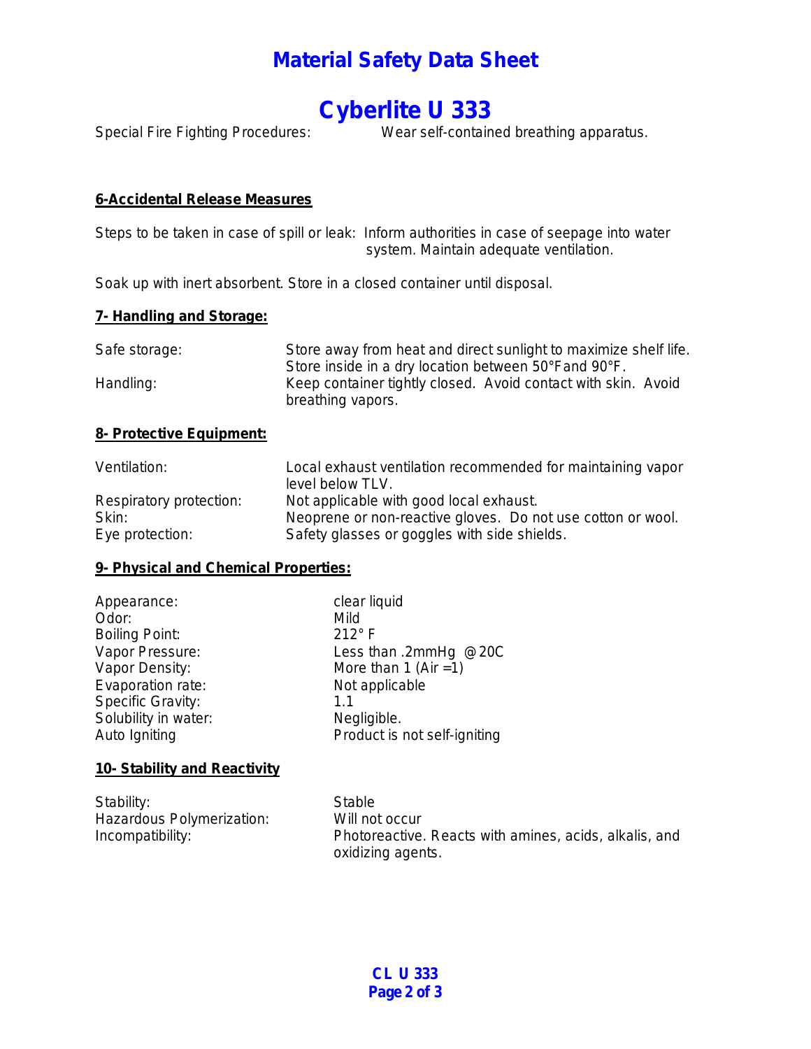Special Fire Fighting Procedures: Wear self-contained breathing apparatus.

## 6-Accidental Release Measures

Steps to be taken in case of spill or leak: Inform authorities in case of seepage into water system. Maintain adequate ventilation.

Soak up with inert absorbent. Store in a closed container until disposal.

## 7- Handling and Storage:

| | |
|---|---|
| Safe storage: | Store away from heat and direct sunlight to maximize shelf life. Store inside in a dry location between 50°F and 90°F. |
| Handling: | Keep container tightly closed. Avoid contact with skin. Avoid breathing vapors. |

## 8- Protective Equipment:

| | |
|---|---|
| Ventilation: | Local exhaust ventilation recommended for maintaining vapor level below TLV. |
| Respiratory protection: | Not applicable with good local exhaust. |
| Skin: | Neoprene or non-reactive gloves. Do not use cotton or wool. |
| Eye protection: | Safety glasses or goggles with side shields. |

## 9- Physical and Chemical Properties:

| | |
|---|---|
| Appearance: | clear liquid |
| Odor: | Mild |
| Boiling Point: | 212° F |
| Vapor Pressure: | Less than .2mmHg @20C |
| Vapor Density: | More than 1 (Air =1) |
| Evaporation rate: | Not applicable |
| Specific Gravity: | 1.1 |
| Solubility in water: | Negligible. |
| Auto Igniting | Product is not self-igniting |

## 10- Stability and Reactivity

| | |
|---|---|
| Stability: | Stable |
| Hazardous Polymerization: | Will not occur |
| Incompatibility: | Photoreactive. Reacts with amines, acids, alkalis, and oxidizing agents. |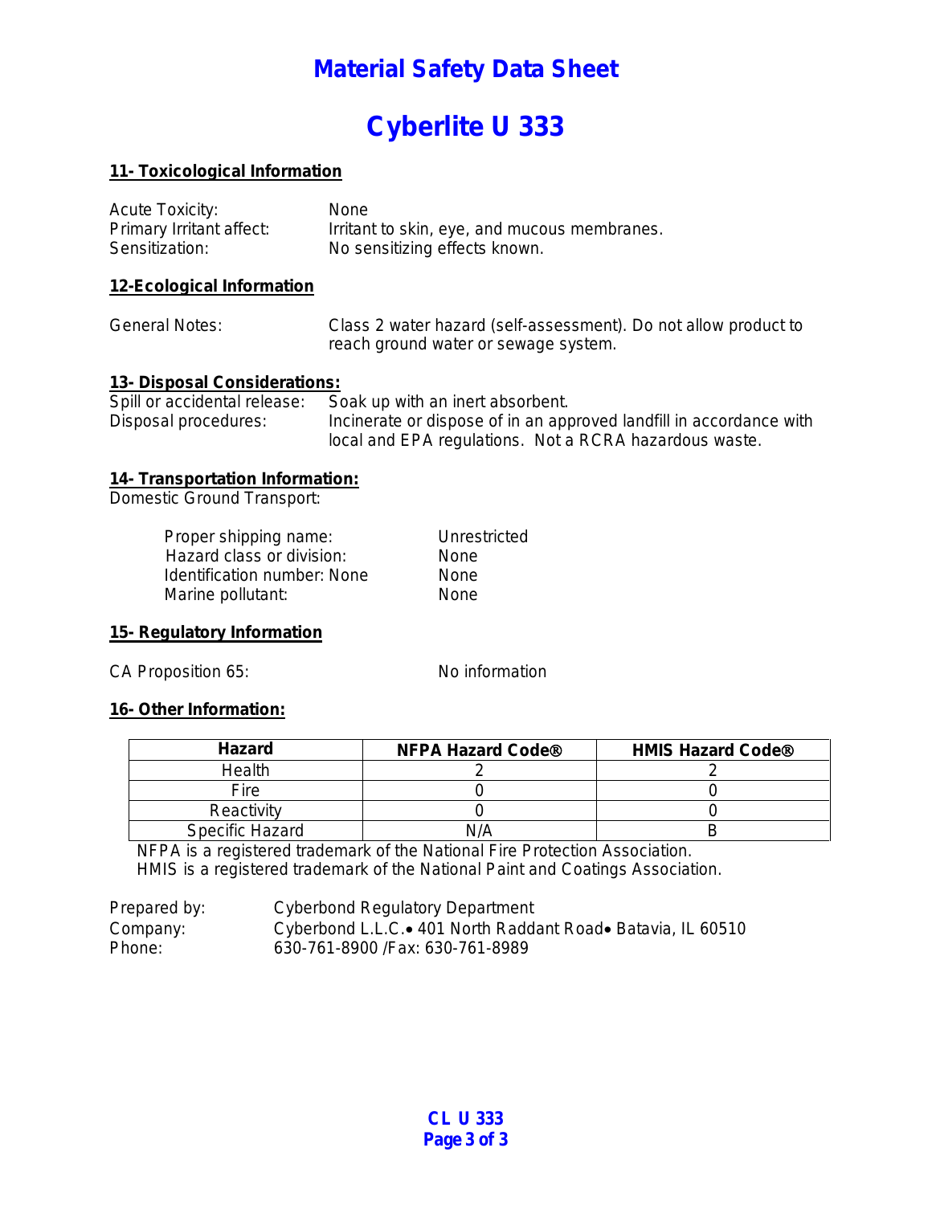# Material Safety Data Sheet

# Cyberlite U 333

## 11- Toxicological Information

Acute Toxicity: None
Primary Irritant affect: Irritant to skin, eye, and mucous membranes.
Sensitization: No sensitizing effects known.

## 12-Ecological Information

General Notes: Class 2 water hazard (self-assessment). Do not allow product to reach ground water or sewage system.

## 13- Disposal Considerations:

Spill or accidental release: Soak up with an inert absorbent.
Disposal procedures: Incinerate or dispose of in an approved landfill in accordance with local and EPA regulations. Not a RCRA hazardous waste.

## 14- Transportation Information:

Domestic Ground Transport:

Proper shipping name: Unrestricted
Hazard class or division: None
Identification number: None None
Marine pollutant: None

## 15- Regulatory Information

CA Proposition 65: No information

## 16- Other Information:

| Hazard | NFPA Hazard Code® | HMIS Hazard Code® |
|---|---|---|
| Health | 2 | 2 |
| Fire | 0 | 0 |
| Reactivity | 0 | 0 |
| Specific Hazard | N/A | B |

NFPA is a registered trademark of the National Fire Protection Association.
HMIS is a registered trademark of the National Paint and Coatings Association.

Prepared by: Cyberbond Regulatory Department
Company: Cyberbond L.L.C.• 401 North Raddant Road• Batavia, IL 60510
Phone: 630-761-8900 /Fax: 630-761-8989